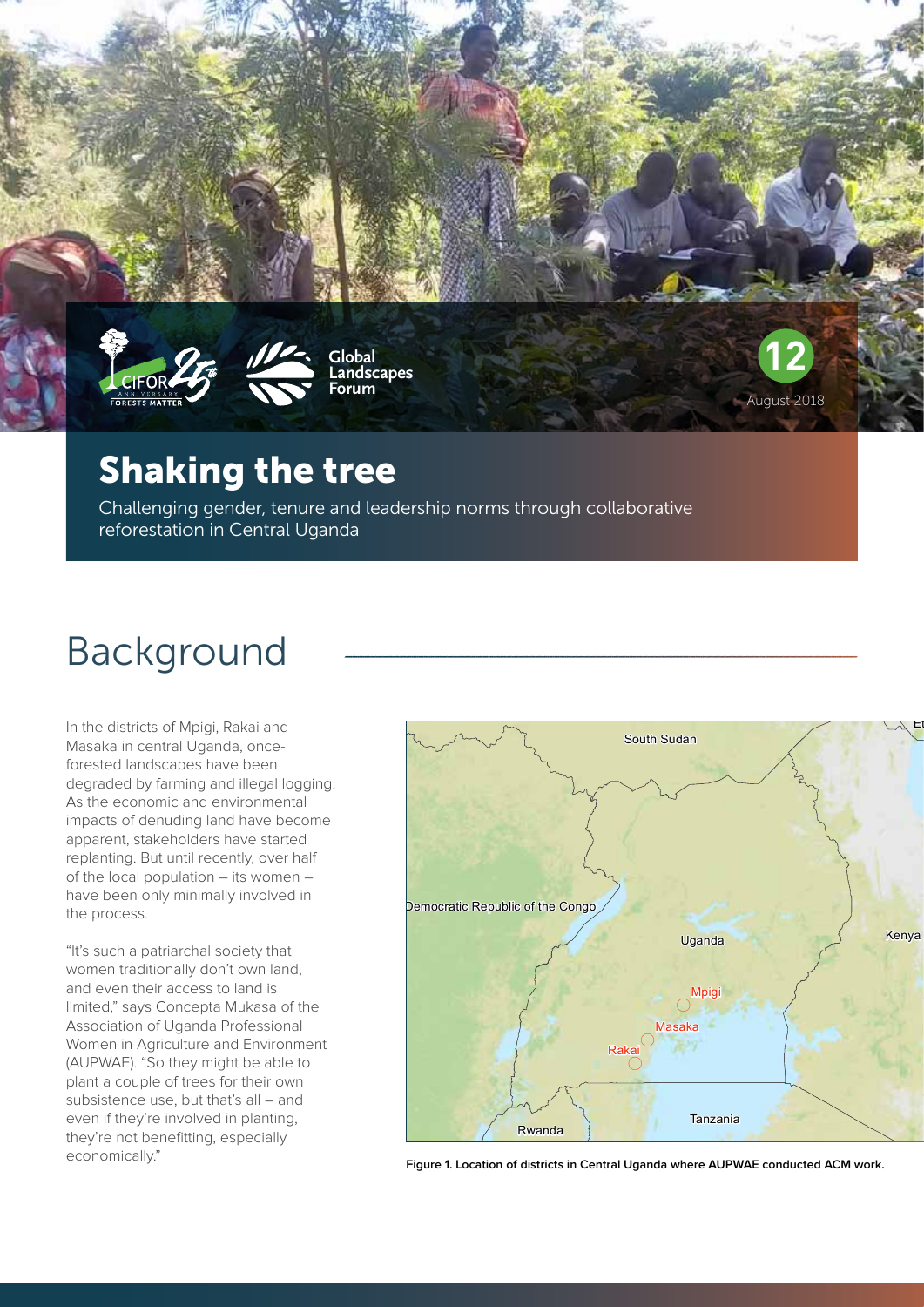# Shaking the tree

Challenging gender, tenure and leadership norms through collaborative reforestation in Central Uganda

12

August 2018

## Background

In the districts of Mpigi, Rakai and Masaka in central Uganda, once-forested landscapes have been degraded by farming and illegal logging. As the economic and environmental impacts of denuding land have become apparent, stakeholders have started replanting. But until recently, over half of the local population – its women – have been only minimally involved in the process.

"It's such a patriarchal society that women traditionally don't own land, and even their access to land is limited," says Concepta Mukasa of the Association of Uganda Professional Women in Agriculture and Environment (AUPWAE). "So they might be able to plant a couple of trees for their own subsistence use, but that's all – and even if they're involved in planting, they're not benefitting, especially economically."

**Figure 1. Location of districts in Central Uganda where AUPWAE conducted ACM work.**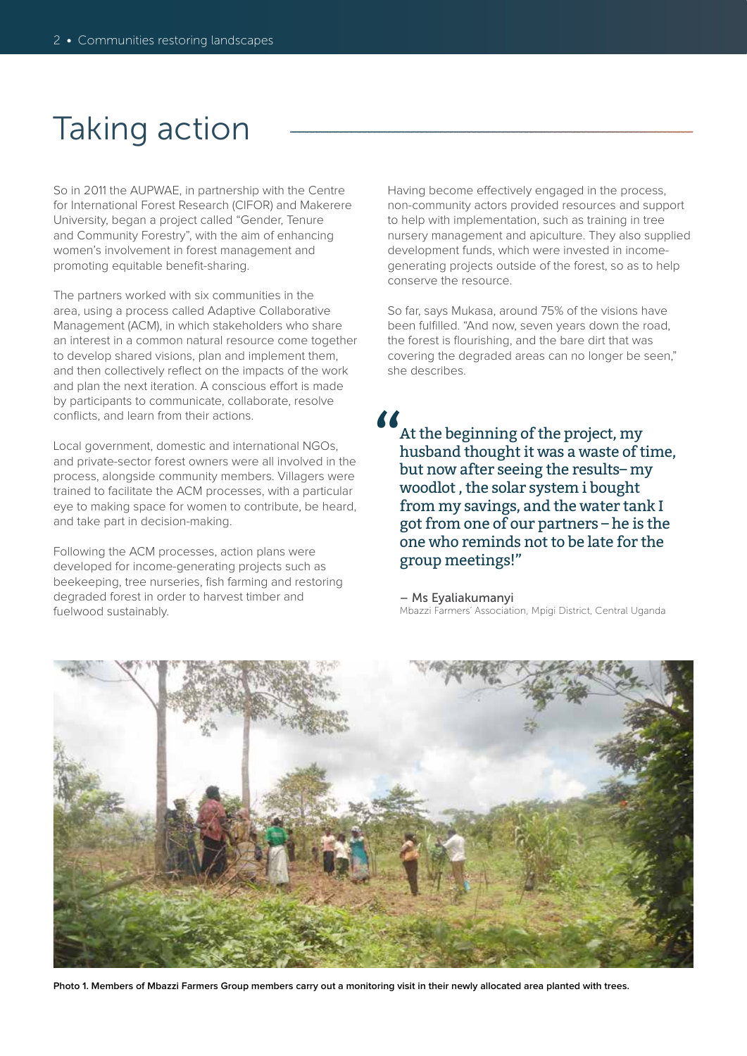# Taking action

So in 2011 the AUPWAE, in partnership with the Centre for International Forest Research (CIFOR) and Makerere University, began a project called "Gender, Tenure and Community Forestry", with the aim of enhancing women's involvement in forest management and promoting equitable benefit-sharing.

The partners worked with six communities in the area, using a process called Adaptive Collaborative Management (ACM), in which stakeholders who share an interest in a common natural resource come together to develop shared visions, plan and implement them, and then collectively reflect on the impacts of the work and plan the next iteration. A conscious effort is made by participants to communicate, collaborate, resolve conflicts, and learn from their actions.

Local government, domestic and international NGOs, and private-sector forest owners were all involved in the process, alongside community members. Villagers were trained to facilitate the ACM processes, with a particular eye to making space for women to contribute, be heard, and take part in decision-making.

Following the ACM processes, action plans were developed for income-generating projects such as beekeeping, tree nurseries, fish farming and restoring degraded forest in order to harvest timber and fuelwood sustainably.

Having become effectively engaged in the process, non-community actors provided resources and support to help with implementation, such as training in tree nursery management and apiculture. They also supplied development funds, which were invested in income-generating projects outside of the forest, so as to help conserve the resource.

So far, says Mukasa, around 75% of the visions have been fulfilled. "And now, seven years down the road, the forest is flourishing, and the bare dirt that was covering the degraded areas can no longer be seen," she describes.

> "At the beginning of the project, my husband thought it was a waste of time, but now after seeing the results– my woodlot , the solar system i bought from my savings, and the water tank I got from one of our partners – he is the one who reminds not to be late for the group meetings!"
>
> – Ms Eyaliakumanyi
> Mbazzi Farmers' Association, Mpigi District, Central Uganda

**Photo 1. Members of Mbazzi Farmers Group members carry out a monitoring visit in their newly allocated area planted with trees.**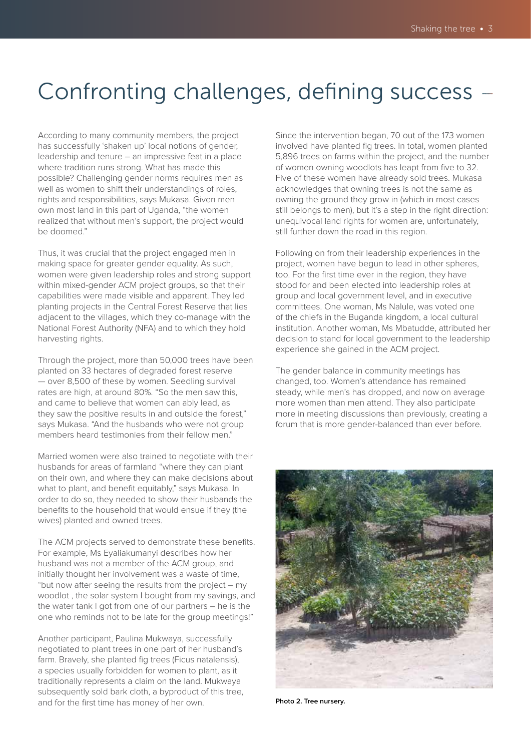# Confronting challenges, defining success –

According to many community members, the project has successfully 'shaken up' local notions of gender, leadership and tenure – an impressive feat in a place where tradition runs strong. What has made this possible? Challenging gender norms requires men as well as women to shift their understandings of roles, rights and responsibilities, says Mukasa. Given men own most land in this part of Uganda, "the women realized that without men's support, the project would be doomed."

Thus, it was crucial that the project engaged men in making space for greater gender equality. As such, women were given leadership roles and strong support within mixed-gender ACM project groups, so that their capabilities were made visible and apparent. They led planting projects in the Central Forest Reserve that lies adjacent to the villages, which they co-manage with the National Forest Authority (NFA) and to which they hold harvesting rights.

Through the project, more than 50,000 trees have been planted on 33 hectares of degraded forest reserve — over 8,500 of these by women. Seedling survival rates are high, at around 80%. "So the men saw this, and came to believe that women can ably lead, as they saw the positive results in and outside the forest," says Mukasa. "And the husbands who were not group members heard testimonies from their fellow men."

Married women were also trained to negotiate with their husbands for areas of farmland "where they can plant on their own, and where they can make decisions about what to plant, and benefit equitably," says Mukasa. In order to do so, they needed to show their husbands the benefits to the household that would ensue if they (the wives) planted and owned trees.

The ACM projects served to demonstrate these benefits. For example, Ms Eyaliakumanyi describes how her husband was not a member of the ACM group, and initially thought her involvement was a waste of time, "but now after seeing the results from the project – my woodlot , the solar system I bought from my savings, and the water tank I got from one of our partners – he is the one who reminds not to be late for the group meetings!"

Another participant, Paulina Mukwaya, successfully negotiated to plant trees in one part of her husband's farm. Bravely, she planted fig trees (Ficus natalensis), a species usually forbidden for women to plant, as it traditionally represents a claim on the land. Mukwaya subsequently sold bark cloth, a byproduct of this tree, and for the first time has money of her own.

Since the intervention began, 70 out of the 173 women involved have planted fig trees. In total, women planted 5,896 trees on farms within the project, and the number of women owning woodlots has leapt from five to 32. Five of these women have already sold trees. Mukasa acknowledges that owning trees is not the same as owning the ground they grow in (which in most cases still belongs to men), but it's a step in the right direction: unequivocal land rights for women are, unfortunately, still further down the road in this region.

Following on from their leadership experiences in the project, women have begun to lead in other spheres, too. For the first time ever in the region, they have stood for and been elected into leadership roles at group and local government level, and in executive committees. One woman, Ms Nalule, was voted one of the chiefs in the Buganda kingdom, a local cultural institution. Another woman, Ms Mbatudde, attributed her decision to stand for local government to the leadership experience she gained in the ACM project.

The gender balance in community meetings has changed, too. Women's attendance has remained steady, while men's has dropped, and now on average more women than men attend. They also participate more in meeting discussions than previously, creating a forum that is more gender-balanced than ever before.

**Photo 2. Tree nursery.**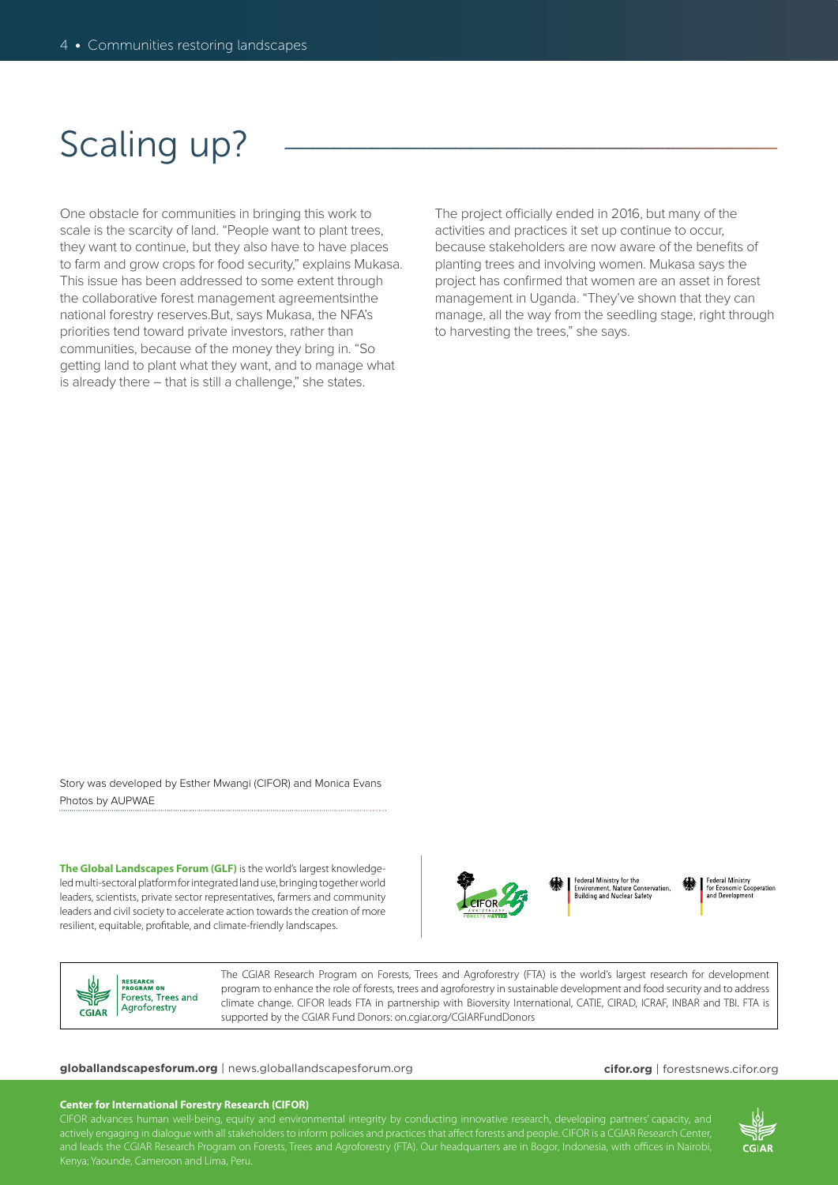# Scaling up?

One obstacle for communities in bringing this work to scale is the scarcity of land. "People want to plant trees, they want to continue, but they also have to have places to farm and grow crops for food security," explains Mukasa. This issue has been addressed to some extent through the collaborative forest management agreementsinthe national forestry reserves.But, says Mukasa, the NFA's priorities tend toward private investors, rather than communities, because of the money they bring in. "So getting land to plant what they want, and to manage what is already there – that is still a challenge," she states.

The project officially ended in 2016, but many of the activities and practices it set up continue to occur, because stakeholders are now aware of the benefits of planting trees and involving women. Mukasa says the project has confirmed that women are an asset in forest management in Uganda. "They've shown that they can manage, all the way from the seedling stage, right through to harvesting the trees," she says.

Story was developed by Esther Mwangi (CIFOR) and Monica Evans
Photos by AUPWAE

**The Global Landscapes Forum (GLF)** is the world's largest knowledge-led multi-sectoral platform for integrated land use, bringing together world leaders, scientists, private sector representatives, farmers and community leaders and civil society to accelerate action towards the creation of more resilient, equitable, profitable, and climate-friendly landscapes.

CIFOR 25 ANNIVERSARY FORESTS MATTER

Federal Ministry for the Environment, Nature Conservation, Building and Nuclear Safety

Federal Ministry for Economic Cooperation and Development

RESEARCH PROGRAM ON Forests, Trees and Agroforestry
CGIAR

The CGIAR Research Program on Forests, Trees and Agroforestry (FTA) is the world's largest research for development program to enhance the role of forests, trees and agroforestry in sustainable development and food security and to address climate change. CIFOR leads FTA in partnership with Bioversity International, CATIE, CIRAD, ICRAF, INBAR and TBI. FTA is supported by the CGIAR Fund Donors: on.cgiar.org/CGIARFundDonors

**globallandscapesforum.org** | news.globallandscapesforum.org

**cifor.org** | forestsnews.cifor.org

**Center for International Forestry Research (CIFOR)**

CIFOR advances human well-being, equity and environmental integrity by conducting innovative research, developing partners' capacity, and actively engaging in dialogue with all stakeholders to inform policies and practices that affect forests and people. CIFOR is a CGIAR Research Center, and leads the CGIAR Research Program on Forests, Trees and Agroforestry (FTA). Our headquarters are in Bogor, Indonesia, with offices in Nairobi, Kenya; Yaounde, Cameroon and Lima, Peru.

CGIAR